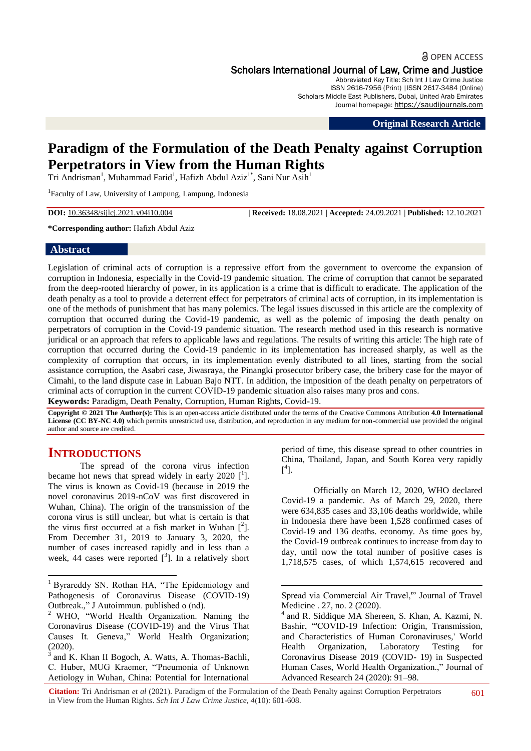Original Research Article

# Paradigm of the Formulation of the Death Penalty against Corruption Perpetrators in View from the Human Rights

Tri Andrisman[1], Muhammad Farid[1], Hafizh Abdul Aziz[1*], Sani Nur Asih[1]

[1]Faculty of Law, University of Lampung, Lampung, Indonesia

**DOI:** 10.36348/sijlcj.2021.v04i10.004 | **Received:** 18.08.2021 | **Accepted:** 24.09.2021 | **Published:** 12.10.2021

**\*Corresponding author:** Hafizh Abdul Aziz

## Abstract

Legislation of criminal acts of corruption is a repressive effort from the government to overcome the expansion of corruption in Indonesia, especially in the Covid-19 pandemic situation. The crime of corruption that cannot be separated from the deep-rooted hierarchy of power, in its application is a crime that is difficult to eradicate. The application of the death penalty as a tool to provide a deterrent effect for perpetrators of criminal acts of corruption, in its implementation is one of the methods of punishment that has many polemics. The legal issues discussed in this article are the complexity of corruption that occurred during the Covid-19 pandemic, as well as the polemic of imposing the death penalty on perpetrators of corruption in the Covid-19 pandemic situation. The research method used in this research is normative juridical or an approach that refers to applicable laws and regulations. The results of writing this article: The high rate of corruption that occurred during the Covid-19 pandemic in its implementation has increased sharply, as well as the complexity of corruption that occurs, in its implementation evenly distributed to all lines, starting from the social assistance corruption, the Asabri case, Jiwasraya, the Pinangki prosecutor bribery case, the bribery case for the mayor of Cimahi, to the land dispute case in Labuan Bajo NTT. In addition, the imposition of the death penalty on perpetrators of criminal acts of corruption in the current COVID-19 pandemic situation also raises many pros and cons.

**Keywords:** Paradigm, Death Penalty, Corruption, Human Rights, Covid-19.

**Copyright © 2021 The Author(s):** This is an open-access article distributed under the terms of the Creative Commons Attribution **4.0 International License (CC BY-NC 4.0)** which permits unrestricted use, distribution, and reproduction in any medium for non-commercial use provided the original author and source are credited.

## INTRODUCTIONS

The spread of the corona virus infection became hot news that spread widely in early 2020 [1]. The virus is known as Covid-19 (because in 2019 the novel coronavirus 2019-nCoV was first discovered in Wuhan, China). The origin of the transmission of the corona virus is still unclear, but what is certain is that the virus first occurred at a fish market in Wuhan [2]. From December 31, 2019 to January 3, 2020, the number of cases increased rapidly and in less than a week, 44 cases were reported [3]. In a relatively short period of time, this disease spread to other countries in China, Thailand, Japan, and South Korea very rapidly [4].

Officially on March 12, 2020, WHO declared Covid-19 a pandemic. As of March 29, 2020, there were 634,835 cases and 33,106 deaths worldwide, while in Indonesia there have been 1,528 confirmed cases of Covid-19 and 136 deaths. economy. As time goes by, the Covid-19 outbreak continues to increase from day to day, until now the total number of positive cases is 1,718,575 cases, of which 1,574,615 recovered and

---

[1] Byrareddy SN. Rothan HA, "The Epidemiology and Pathogenesis of Coronavirus Disease (COVID-19) Outbreak.," J Autoimmun. published o (nd).

[2] WHO, "World Health Organization. Naming the Coronavirus Disease (COVID-19) and the Virus That Causes It. Geneva," World Health Organization; (2020).

[3] and K. Khan II Bogoch, A. Watts, A. Thomas-Bachli, C. Huber, MUG Kraemer, "'Pneumonia of Unknown Aetiology in Wuhan, China: Potential for International Spread via Commercial Air Travel,'" Journal of Travel Medicine . 27, no. 2 (2020).

[4] and R. Siddique MA Shereen, S. Khan, A. Kazmi, N. Bashir, "'COVID-19 Infection: Origin, Transmission, and Characteristics of Human Coronaviruses,' World Health Organization, Laboratory Testing for Coronavirus Disease 2019 (COVID- 19) in Suspected Human Cases, World Health Organization.," Journal of Advanced Research 24 (2020): 91–98.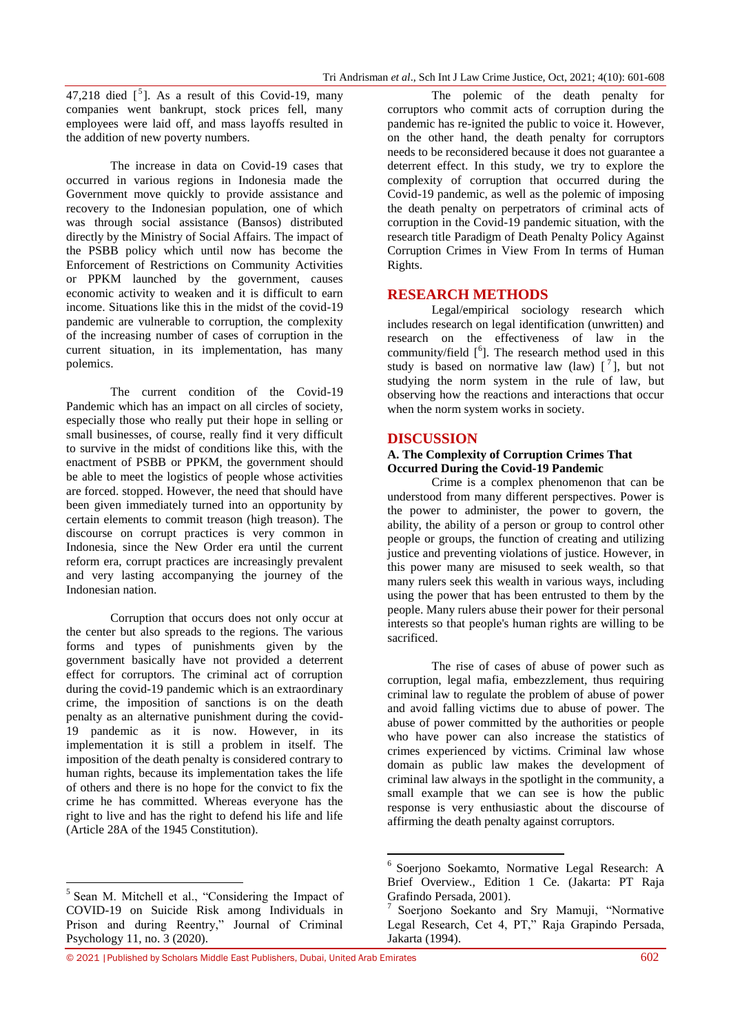47,218 died [5]. As a result of this Covid-19, many companies went bankrupt, stock prices fell, many employees were laid off, and mass layoffs resulted in the addition of new poverty numbers.

The increase in data on Covid-19 cases that occurred in various regions in Indonesia made the Government move quickly to provide assistance and recovery to the Indonesian population, one of which was through social assistance (Bansos) distributed directly by the Ministry of Social Affairs. The impact of the PSBB policy which until now has become the Enforcement of Restrictions on Community Activities or PPKM launched by the government, causes economic activity to weaken and it is difficult to earn income. Situations like this in the midst of the covid-19 pandemic are vulnerable to corruption, the complexity of the increasing number of cases of corruption in the current situation, in its implementation, has many polemics.

The current condition of the Covid-19 Pandemic which has an impact on all circles of society, especially those who really put their hope in selling or small businesses, of course, really find it very difficult to survive in the midst of conditions like this, with the enactment of PSBB or PPKM, the government should be able to meet the logistics of people whose activities are forced. stopped. However, the need that should have been given immediately turned into an opportunity by certain elements to commit treason (high treason). The discourse on corrupt practices is very common in Indonesia, since the New Order era until the current reform era, corrupt practices are increasingly prevalent and very lasting accompanying the journey of the Indonesian nation.

Corruption that occurs does not only occur at the center but also spreads to the regions. The various forms and types of punishments given by the government basically have not provided a deterrent effect for corruptors. The criminal act of corruption during the covid-19 pandemic which is an extraordinary crime, the imposition of sanctions is on the death penalty as an alternative punishment during the covid-19 pandemic as it is now. However, in its implementation it is still a problem in itself. The imposition of the death penalty is considered contrary to human rights, because its implementation takes the life of others and there is no hope for the convict to fix the crime he has committed. Whereas everyone has the right to live and has the right to defend his life and life (Article 28A of the 1945 Constitution).

The polemic of the death penalty for corruptors who commit acts of corruption during the pandemic has re-ignited the public to voice it. However, on the other hand, the death penalty for corruptors needs to be reconsidered because it does not guarantee a deterrent effect. In this study, we try to explore the complexity of corruption that occurred during the Covid-19 pandemic, as well as the polemic of imposing the death penalty on perpetrators of criminal acts of corruption in the Covid-19 pandemic situation, with the research title Paradigm of Death Penalty Policy Against Corruption Crimes in View From In terms of Human Rights.

## RESEARCH METHODS

Legal/empirical sociology research which includes research on legal identification (unwritten) and research on the effectiveness of law in the community/field [6]. The research method used in this study is based on normative law (law) [7], but not studying the norm system in the rule of law, but observing how the reactions and interactions that occur when the norm system works in society.

## DISCUSSION

### A. The Complexity of Corruption Crimes That Occurred During the Covid-19 Pandemic

Crime is a complex phenomenon that can be understood from many different perspectives. Power is the power to administer, the power to govern, the ability, the ability of a person or group to control other people or groups, the function of creating and utilizing justice and preventing violations of justice. However, in this power many are misused to seek wealth, so that many rulers seek this wealth in various ways, including using the power that has been entrusted to them by the people. Many rulers abuse their power for their personal interests so that people's human rights are willing to be sacrificed.

The rise of cases of abuse of power such as corruption, legal mafia, embezzlement, thus requiring criminal law to regulate the problem of abuse of power and avoid falling victims due to abuse of power. The abuse of power committed by the authorities or people who have power can also increase the statistics of crimes experienced by victims. Criminal law whose domain as public law makes the development of criminal law always in the spotlight in the community, a small example that we can see is how the public response is very enthusiastic about the discourse of affirming the death penalty against corruptors.

---

[5] Sean M. Mitchell et al., "Considering the Impact of COVID-19 on Suicide Risk among Individuals in Prison and during Reentry," Journal of Criminal Psychology 11, no. 3 (2020).

[6] Soerjono Soekamto, Normative Legal Research: A Brief Overview., Edition 1 Ce. (Jakarta: PT Raja Grafindo Persada, 2001).

[7] Soerjono Soekanto and Sry Mamuji, "Normative Legal Research, Cet 4, PT," Raja Grapindo Persada, Jakarta (1994).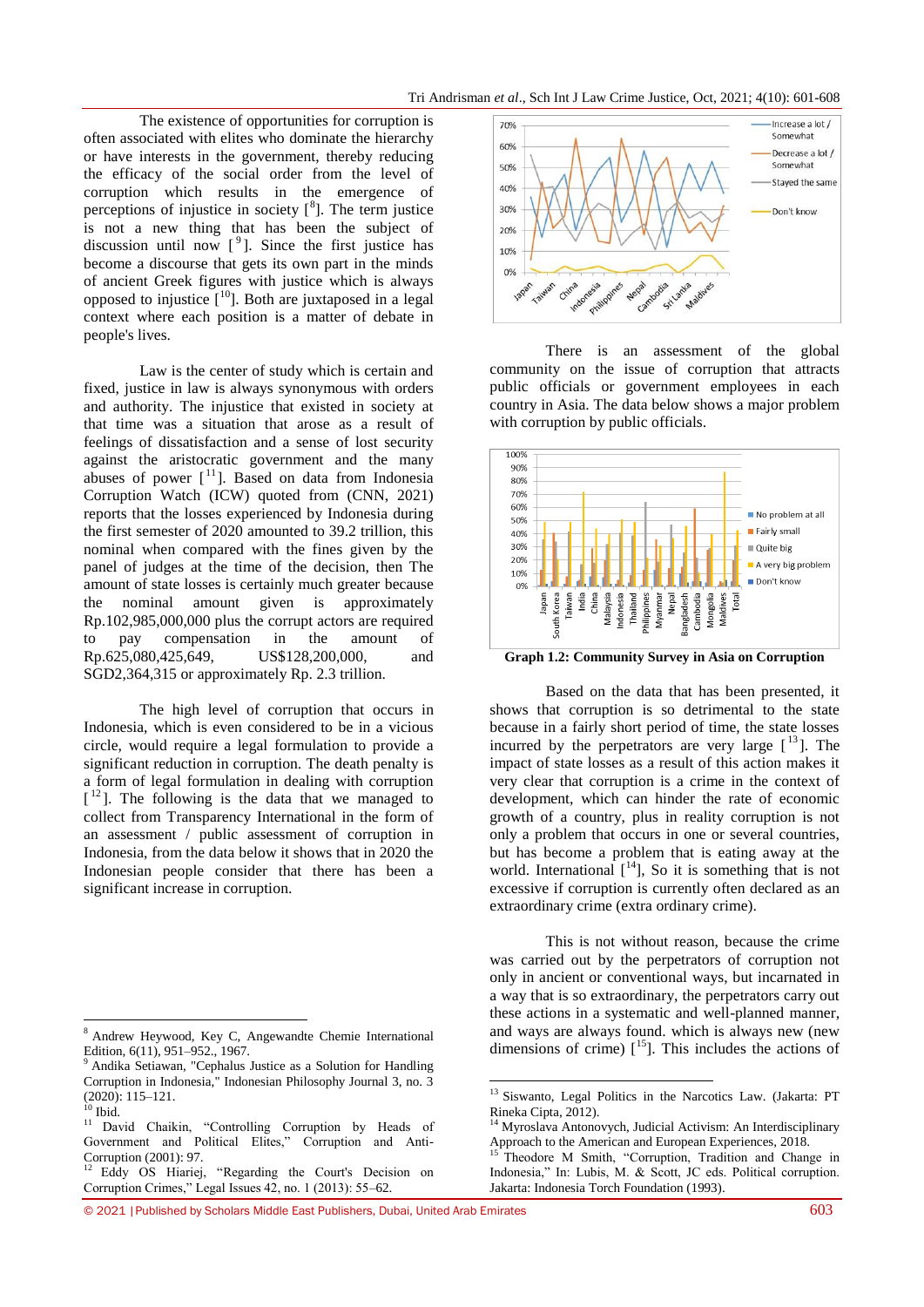The existence of opportunities for corruption is often associated with elites who dominate the hierarchy or have interests in the government, thereby reducing the efficacy of the social order from the level of corruption which results in the emergence of perceptions of injustice in society [8]. The term justice is not a new thing that has been the subject of discussion until now [9]. Since the first justice has become a discourse that gets its own part in the minds of ancient Greek figures with justice which is always opposed to injustice [10]. Both are juxtaposed in a legal context where each position is a matter of debate in people's lives.

Law is the center of study which is certain and fixed, justice in law is always synonymous with orders and authority. The injustice that existed in society at that time was a situation that arose as a result of feelings of dissatisfaction and a sense of lost security against the aristocratic government and the many abuses of power [11]. Based on data from Indonesia Corruption Watch (ICW) quoted from (CNN, 2021) reports that the losses experienced by Indonesia during the first semester of 2020 amounted to 39.2 trillion, this nominal when compared with the fines given by the panel of judges at the time of the decision, then The amount of state losses is certainly much greater because the nominal amount given is approximately Rp.102,985,000,000 plus the corrupt actors are required to pay compensation in the amount of Rp.625,080,425,649, US$128,200,000, and SGD2,364,315 or approximately Rp. 2.3 trillion.

The high level of corruption that occurs in Indonesia, which is even considered to be in a vicious circle, would require a legal formulation to provide a significant reduction in corruption. The death penalty is a form of legal formulation in dealing with corruption [12]. The following is the data that we managed to collect from Transparency International in the form of an assessment / public assessment of corruption in Indonesia, from the data below it shows that in 2020 the Indonesian people consider that there has been a significant increase in corruption.

There is an assessment of the global community on the issue of corruption that attracts public officials or government employees in each country in Asia. The data below shows a major problem with corruption by public officials.

**Graph 1.2: Community Survey in Asia on Corruption**

Based on the data that has been presented, it shows that corruption is so detrimental to the state because in a fairly short period of time, the state losses incurred by the perpetrators are very large [13]. The impact of state losses as a result of this action makes it very clear that corruption is a crime in the context of development, which can hinder the rate of economic growth of a country, plus in reality corruption is not only a problem that occurs in one or several countries, but has become a problem that is eating away at the world. International [14], So it is something that is not excessive if corruption is currently often declared as an extraordinary crime (extra ordinary crime).

This is not without reason, because the crime was carried out by the perpetrators of corruption not only in ancient or conventional ways, but innarated in a way that is so extraordinary, the perpetrators carry out these actions in a systematic and well-planned manner, and ways are always found. which is always new (new dimensions of crime) [15]. This includes the actions of

---

8 Andrew Heywood, Key C, Angewandte Chemie International Edition, 6(11), 951–952., 1967.

9 Andika Setiawan, "Cephalus Justice as a Solution for Handling Corruption in Indonesia," Indonesian Philosophy Journal 3, no. 3 (2020): 115–121.

10 Ibid.

11 David Chaikin, "Controlling Corruption by Heads of Government and Political Elites," Corruption and Anti-Corruption (2001): 97.

12 Eddy OS Hiariej, "Regarding the Court's Decision on Corruption Crimes," Legal Issues 42, no. 1 (2013): 55–62.

13 Siswanto, Legal Politics in the Narcotics Law. (Jakarta: PT Rineka Cipta, 2012).

14 Myroslava Antonovych, Judicial Activism: An Interdisciplinary Approach to the American and European Experiences, 2018.

15 Theodore M Smith, "Corruption, Tradition and Change in Indonesia," In: Lubis, M. & Scott, JC eds. Political corruption. Jakarta: Indonesia Torch Foundation (1993).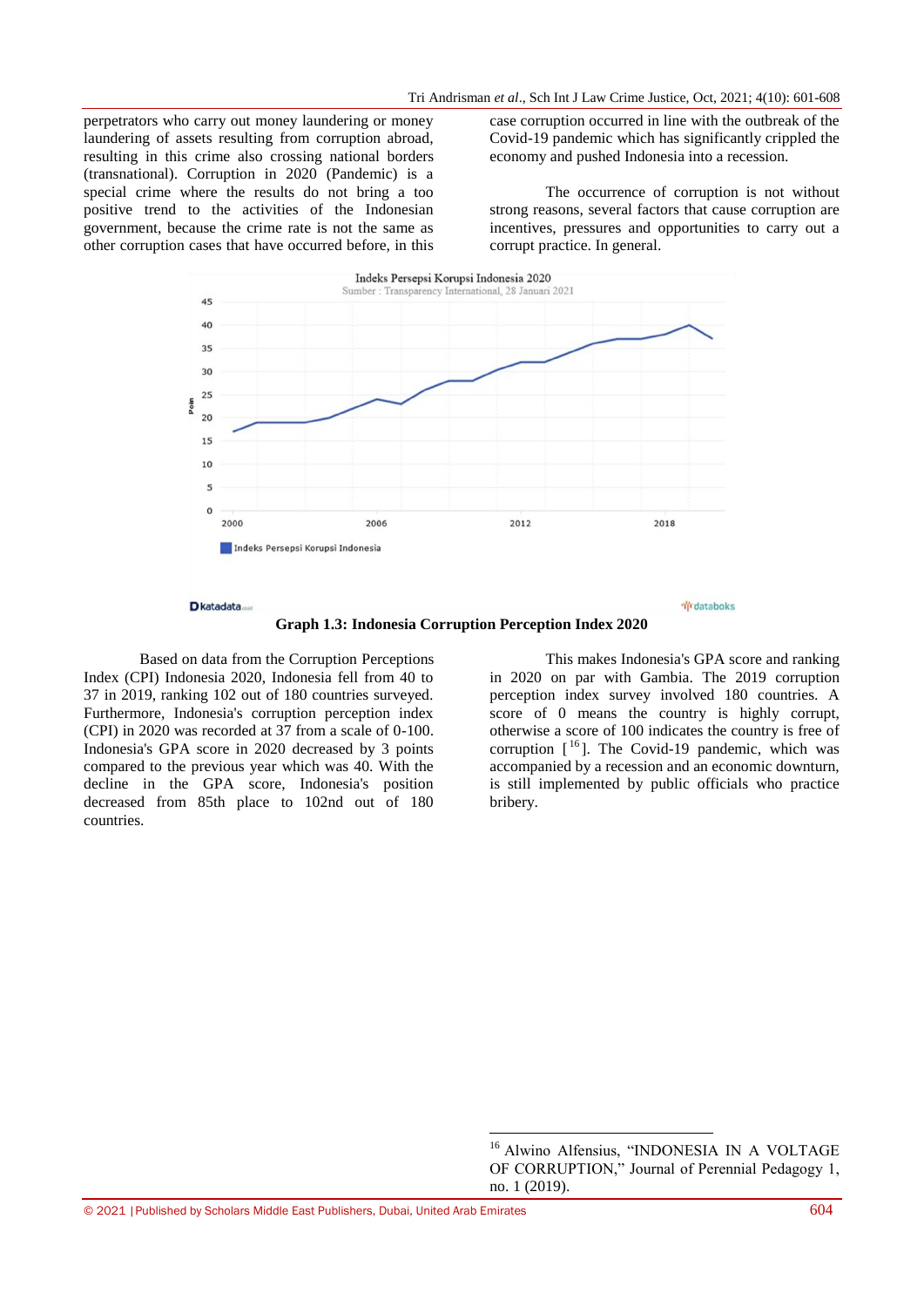perpetrators who carry out money laundering or money laundering of assets resulting from corruption abroad, resulting in this crime also crossing national borders (transnational). Corruption in 2020 (Pandemic) is a special crime where the results do not bring a too positive trend to the activities of the Indonesian government, because the crime rate is not the same as other corruption cases that have occurred before, in this case corruption occurred in line with the outbreak of the Covid-19 pandemic which has significantly crippled the economy and pushed Indonesia into a recession.

The occurrence of corruption is not without strong reasons, several factors that cause corruption are incentives, pressures and opportunities to carry out a corrupt practice. In general.

**Graph 1.3: Indonesia Corruption Perception Index 2020**

Based on data from the Corruption Perceptions Index (CPI) Indonesia 2020, Indonesia fell from 40 to 37 in 2019, ranking 102 out of 180 countries surveyed. Furthermore, Indonesia's corruption perception index (CPI) in 2020 was recorded at 37 from a scale of 0-100. Indonesia's GPA score in 2020 decreased by 3 points compared to the previous year which was 40. With the decline in the GPA score, Indonesia's position decreased from 85th place to 102nd out of 180 countries.

This makes Indonesia's GPA score and ranking in 2020 on par with Gambia. The 2019 corruption perception index survey involved 180 countries. A score of 0 means the country is highly corrupt, otherwise a score of 100 indicates the country is free of corruption [16]. The Covid-19 pandemic, which was accompanied by a recession and an economic downturn, is still implemented by public officials who practice bribery.

[16] Alwino Alfensius, "INDONESIA IN A VOLTAGE OF CORRUPTION," Journal of Perennial Pedagogy 1, no. 1 (2019).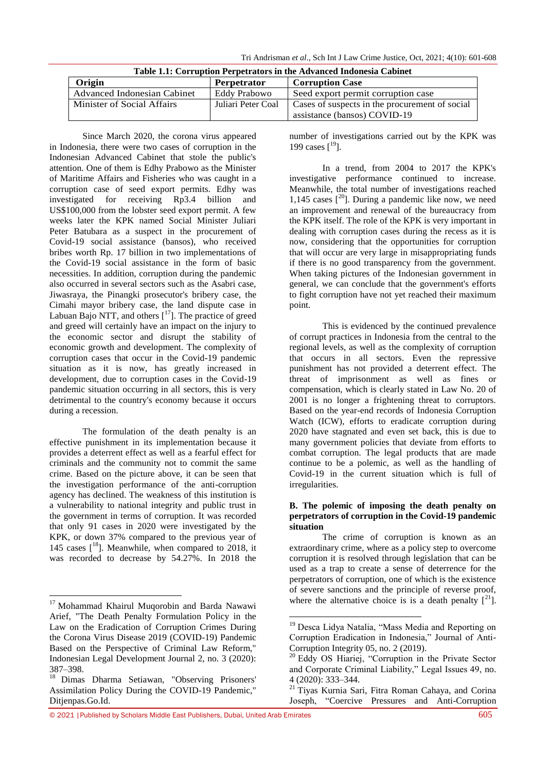**Table 1.1: Corruption Perpetrators in the Advanced Indonesia Cabinet**

| Origin | Perpetrator | Corruption Case |
|---|---|---|
| Advanced Indonesian Cabinet | Eddy Prabowo | Seed export permit corruption case |
| Minister of Social Affairs | Juliari Peter Coal | Cases of suspects in the procurement of social assistance (bansos) COVID-19 |

Since March 2020, the corona virus appeared in Indonesia, there were two cases of corruption in the Indonesian Advanced Cabinet that stole the public's attention. One of them is Edhy Prabowo as the Minister of Maritime Affairs and Fisheries who was caught in a corruption case of seed export permits. Edhy was investigated for receiving Rp3.4 billion and US$100,000 from the lobster seed export permit. A few weeks later the KPK named Social Minister Juliari Peter Batubara as a suspect in the procurement of Covid-19 social assistance (bansos), who received bribes worth Rp. 17 billion in two implementations of the Covid-19 social assistance in the form of basic necessities. In addition, corruption during the pandemic also occurred in several sectors such as the Asabri case, Jiwasraya, the Pinangki prosecutor's bribery case, the Cimahi mayor bribery case, the land dispute case in Labuan Bajo NTT, and others [17]. The practice of greed and greed will certainly have an impact on the injury to the economic sector and disrupt the stability of economic growth and development. The complexity of corruption cases that occur in the Covid-19 pandemic situation as it is now, has greatly increased in development, due to corruption cases in the Covid-19 pandemic situation occurring in all sectors, this is very detrimental to the country's economy because it occurs during a recession.

The formulation of the death penalty is an effective punishment in its implementation because it provides a deterrent effect as well as a fearful effect for criminals and the community not to commit the same crime. Based on the picture above, it can be seen that the investigation performance of the anti-corruption agency has declined. The weakness of this institution is a vulnerability to national integrity and public trust in the government in terms of corruption. It was recorded that only 91 cases in 2020 were investigated by the KPK, or down 37% compared to the previous year of 145 cases [18]. Meanwhile, when compared to 2018, it was recorded to decrease by 54.27%. In 2018 the number of investigations carried out by the KPK was 199 cases [19].

In a trend, from 2004 to 2017 the KPK's investigative performance continued to increase. Meanwhile, the total number of investigations reached 1,145 cases [20]. During a pandemic like now, we need an improvement and renewal of the bureaucracy from the KPK itself. The role of the KPK is very important in dealing with corruption cases during the recess as it is now, considering that the opportunities for corruption that will occur are very large in misappropriating funds if there is no good transparency from the government. When taking pictures of the Indonesian government in general, we can conclude that the government's efforts to fight corruption have not yet reached their maximum point.

This is evidenced by the continued prevalence of corrupt practices in Indonesia from the central to the regional levels, as well as the complexity of corruption that occurs in all sectors. Even the repressive punishment has not provided a deterrent effect. The threat of imprisonment as well as fines or compensation, which is clearly stated in Law No. 20 of 2001 is no longer a frightening threat to corruptors. Based on the year-end records of Indonesia Corruption Watch (ICW), efforts to eradicate corruption during 2020 have stagnated and even set back, this is due to many government policies that deviate from efforts to combat corruption. The legal products that are made continue to be a polemic, as well as the handling of Covid-19 in the current situation which is full of irregularities.

### B. The polemic of imposing the death penalty on perpetrators of corruption in the Covid-19 pandemic situation

The crime of corruption is known as an extraordinary crime, where as a policy step to overcome corruption it is resolved through legislation that can be used as a trap to create a sense of deterrence for the perpetrators of corruption, one of which is the existence of severe sanctions and the principle of reverse proof, where the alternative choice is is a death penalty [21].

---

[17] Mohammad Khairul Muqorobin and Barda Nawawi Arief, "The Death Penalty Formulation Policy in the Law on the Eradication of Corruption Crimes During the Corona Virus Disease 2019 (COVID-19) Pandemic Based on the Perspective of Criminal Law Reform," Indonesian Legal Development Journal 2, no. 3 (2020): 387–398.

[18] Dimas Dharma Setiawan, "Observing Prisoners' Assimilation Policy During the COVID-19 Pandemic," Ditjenpas.Go.Id.

[19] Desca Lidya Natalia, "Mass Media and Reporting on Corruption Eradication in Indonesia," Journal of Anti-Corruption Integrity 05, no. 2 (2019).

[20] Eddy OS Hiariej, "Corruption in the Private Sector and Corporate Criminal Liability," Legal Issues 49, no. 4 (2020): 333–344.

[21] Tiyas Kurnia Sari, Fitra Roman Cahaya, and Corina Joseph, "Coercive Pressures and Anti-Corruption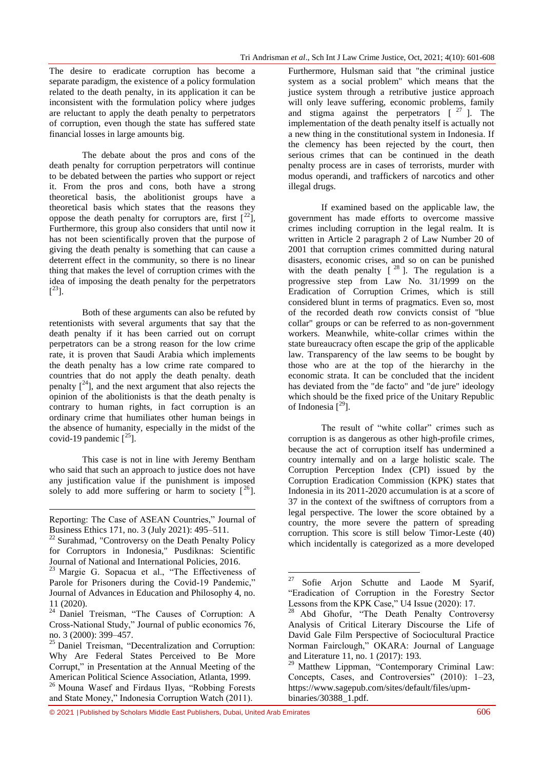The desire to eradicate corruption has become a separate paradigm, the existence of a policy formulation related to the death penalty, in its application it can be inconsistent with the formulation policy where judges are reluctant to apply the death penalty to perpetrators of corruption, even though the state has suffered state financial losses in large amounts big.

The debate about the pros and cons of the death penalty for corruption perpetrators will continue to be debated between the parties who support or reject it. From the pros and cons, both have a strong theoretical basis, the abolitionist groups have a theoretical basis which states that the reasons they oppose the death penalty for corruptors are, first [22], Furthermore, this group also considers that until now it has not been scientifically proven that the purpose of giving the death penalty is something that can cause a deterrent effect in the community, so there is no linear thing that makes the level of corruption crimes with the idea of imposing the death penalty for the perpetrators [23].

Both of these arguments can also be refuted by retentionists with several arguments that say that the death penalty if it has been carried out on corrupt perpetrators can be a strong reason for the low crime rate, it is proven that Saudi Arabia which implements the death penalty has a low crime rate compared to countries that do not apply the death penalty. death penalty [24], and the next argument that also rejects the opinion of the abolitionists is that the death penalty is contrary to human rights, in fact corruption is an ordinary crime that humiliates other human beings in the absence of humanity, especially in the midst of the covid-19 pandemic [25].

This case is not in line with Jeremy Bentham who said that such an approach to justice does not have any justification value if the punishment is imposed solely to add more suffering or harm to society [26]. Furthermore, Hulsman said that "the criminal justice system as a social problem" which means that the justice system through a retributive justice approach will only leave suffering, economic problems, family and stigma against the perpetrators [27]. The implementation of the death penalty itself is actually not a new thing in the constitutional system in Indonesia. If the clemency has been rejected by the court, then serious crimes that can be continued in the death penalty process are in cases of terrorists, murder with modus operandi, and traffickers of narcotics and other illegal drugs.

If examined based on the applicable law, the government has made efforts to overcome massive crimes including corruption in the legal realm. It is written in Article 2 paragraph 2 of Law Number 20 of 2001 that corruption crimes committed during natural disasters, economic crises, and so on can be punished with the death penalty [28]. The regulation is a progressive step from Law No. 31/1999 on the Eradication of Corruption Crimes, which is still considered blunt in terms of pragmatics. Even so, most of the recorded death row convicts consist of "blue collar" groups or can be referred to as non-government workers. Meanwhile, white-collar crimes within the state bureaucracy often escape the grip of the applicable law. Transparency of the law seems to be bought by those who are at the top of the hierarchy in the economic strata. It can be concluded that the incident has deviated from the "de facto" and "de jure" ideology which should be the fixed price of the Unitary Republic of Indonesia [29].

The result of "white collar" crimes such as corruption is as dangerous as other high-profile crimes, because the act of corruption itself has undermined a country internally and on a large holistic scale. The Corruption Perception Index (CPI) issued by the Corruption Eradication Commission (KPK) states that Indonesia in its 2011-2020 accumulation is at a score of 37 in the context of the swiftness of corruptors from a legal perspective. The lower the score obtained by a country, the more severe the pattern of spreading corruption. This score is still below Timor-Leste (40) which incidentally is categorized as a more developed

---

Reporting: The Case of ASEAN Countries," Journal of Business Ethics 171, no. 3 (July 2021): 495–511.

[22] Surahmad, "Controversy on the Death Penalty Policy for Corruptors in Indonesia," Pusdiknas: Scientific Journal of National and International Policies, 2016.

[23] Margie G. Sopacua et al., "The Effectiveness of Parole for Prisoners during the Covid-19 Pandemic," Journal of Advances in Education and Philosophy 4, no. 11 (2020).

[24] Daniel Treisman, "The Causes of Corruption: A Cross-National Study," Journal of public economics 76, no. 3 (2000): 399–457.

[25] Daniel Treisman, "Decentralization and Corruption: Why Are Federal States Perceived to Be More Corrupt," in Presentation at the Annual Meeting of the American Political Science Association, Atlanta, 1999.

[26] Mouna Wasef and Firdaus Ilyas, "Robbing Forests and State Money," Indonesia Corruption Watch (2011).

[27] Sofie Arjon Schutte and Laode M Syarif, "Eradication of Corruption in the Forestry Sector Lessons from the KPK Case," U4 Issue (2020): 17.

[28] Abd Ghofur, "The Death Penalty Controversy Analysis of Critical Literary Discourse the Life of David Gale Film Perspective of Sociocultural Practice Norman Fairclough," OKARA: Journal of Language and Literature 11, no. 1 (2017): 193.

[29] Matthew Lippman, "Contemporary Criminal Law: Concepts, Cases, and Controversies" (2010): 1–23, https://www.sagepub.com/sites/default/files/upm-binaries/30388_1.pdf.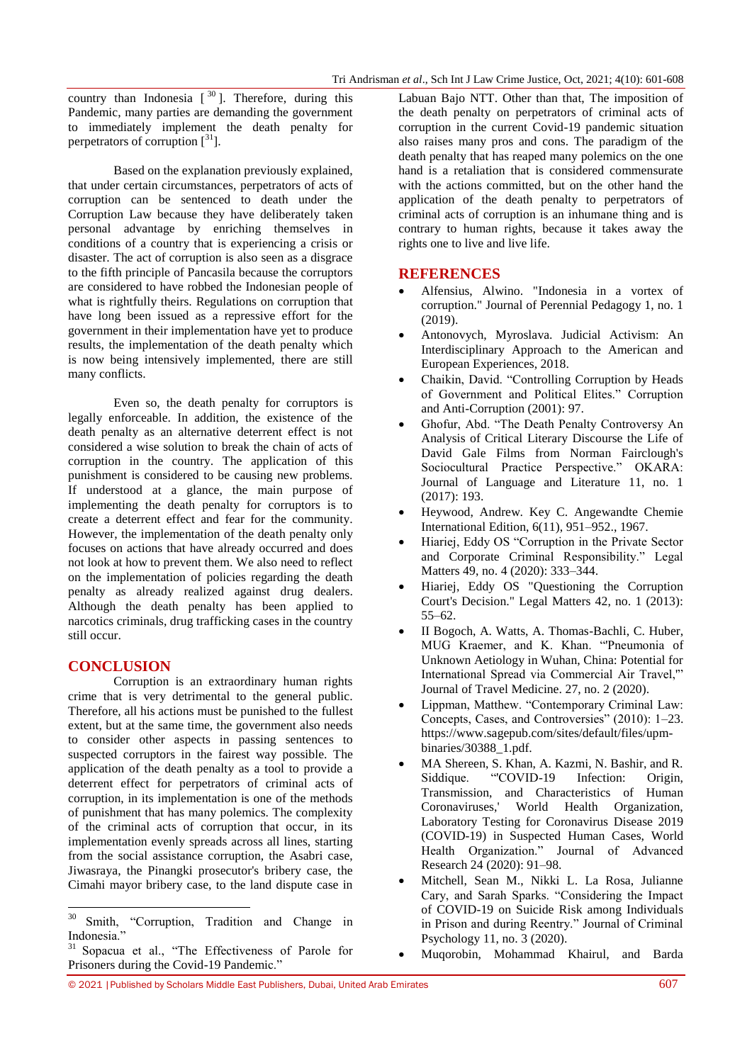country than Indonesia [30]. Therefore, during this Pandemic, many parties are demanding the government to immediately implement the death penalty for perpetrators of corruption [31].

Based on the explanation previously explained, that under certain circumstances, perpetrators of acts of corruption can be sentenced to death under the Corruption Law because they have deliberately taken personal advantage by enriching themselves in conditions of a country that is experiencing a crisis or disaster. The act of corruption is also seen as a disgrace to the fifth principle of Pancasila because the corruptors are considered to have robbed the Indonesian people of what is rightfully theirs. Regulations on corruption that have long been issued as a repressive effort for the government in their implementation have yet to produce results, the implementation of the death penalty which is now being intensively implemented, there are still many conflicts.

Even so, the death penalty for corruptors is legally enforceable. In addition, the existence of the death penalty as an alternative deterrent effect is not considered a wise solution to break the chain of acts of corruption in the country. The application of this punishment is considered to be causing new problems. If understood at a glance, the main purpose of implementing the death penalty for corruptors is to create a deterrent effect and fear for the community. However, the implementation of the death penalty only focuses on actions that have already occurred and does not look at how to prevent them. We also need to reflect on the implementation of policies regarding the death penalty as already realized against drug dealers. Although the death penalty has been applied to narcotics criminals, drug trafficking cases in the country still occur.

## CONCLUSION

Corruption is an extraordinary human rights crime that is very detrimental to the general public. Therefore, all his actions must be punished to the fullest extent, but at the same time, the government also needs to consider other aspects in passing sentences to suspected corruptors in the fairest way possible. The application of the death penalty as a tool to provide a deterrent effect for perpetrators of criminal acts of corruption, in its implementation is one of the methods of punishment that has many polemics. The complexity of the criminal acts of corruption that occur, in its implementation evenly spreads across all lines, starting from the social assistance corruption, the Asabri case, Jiwasraya, the Pinangki prosecutor's bribery case, the Cimahi mayor bribery case, to the land dispute case in Labuan Bajo NTT. Other than that, The imposition of the death penalty on perpetrators of criminal acts of corruption in the current Covid-19 pandemic situation also raises many pros and cons. The paradigm of the death penalty that has reaped many polemics on the one hand is a retaliation that is considered commensurate with the actions committed, but on the other hand the application of the death penalty to perpetrators of criminal acts of corruption is an inhumane thing and is contrary to human rights, because it takes away the rights one to live and live life.

## REFERENCES

- Alfensius, Alwino. "Indonesia in a vortex of corruption." Journal of Perennial Pedagogy 1, no. 1 (2019).
- Antonovych, Myroslava. Judicial Activism: An Interdisciplinary Approach to the American and European Experiences, 2018.
- Chaikin, David. "Controlling Corruption by Heads of Government and Political Elites." Corruption and Anti-Corruption (2001): 97.
- Ghofur, Abd. "The Death Penalty Controversy An Analysis of Critical Literary Discourse the Life of David Gale Films from Norman Fairclough's Sociocultural Practice Perspective." OKARA: Journal of Language and Literature 11, no. 1 (2017): 193.
- Heywood, Andrew. Key C. Angewandte Chemie International Edition, 6(11), 951–952., 1967.
- Hiariej, Eddy OS "Corruption in the Private Sector and Corporate Criminal Responsibility." Legal Matters 49, no. 4 (2020): 333–344.
- Hiariej, Eddy OS "Questioning the Corruption Court's Decision." Legal Matters 42, no. 1 (2013): 55–62.
- II Bogoch, A. Watts, A. Thomas-Bachli, C. Huber, MUG Kraemer, and K. Khan. "'Pneumonia of Unknown Aetiology in Wuhan, China: Potential for International Spread via Commercial Air Travel,'" Journal of Travel Medicine. 27, no. 2 (2020).
- Lippman, Matthew. "Contemporary Criminal Law: Concepts, Cases, and Controversies" (2010): 1–23. https://www.sagepub.com/sites/default/files/upm-binaries/30388_1.pdf.
- MA Shereen, S. Khan, A. Kazmi, N. Bashir, and R. Siddique. "'COVID-19 Infection: Origin, Transmission, and Characteristics of Human Coronaviruses,' World Health Organization, Laboratory Testing for Coronavirus Disease 2019 (COVID-19) in Suspected Human Cases, World Health Organization." Journal of Advanced Research 24 (2020): 91–98.
- Mitchell, Sean M., Nikki L. La Rosa, Julianne Cary, and Sarah Sparks. "Considering the Impact of COVID-19 on Suicide Risk among Individuals in Prison and during Reentry." Journal of Criminal Psychology 11, no. 3 (2020).
- Muqorobin, Mohammad Khairul, and Barda

---

[30] Smith, "Corruption, Tradition and Change in Indonesia."

[31] Sopacua et al., "The Effectiveness of Parole for Prisoners during the Covid-19 Pandemic."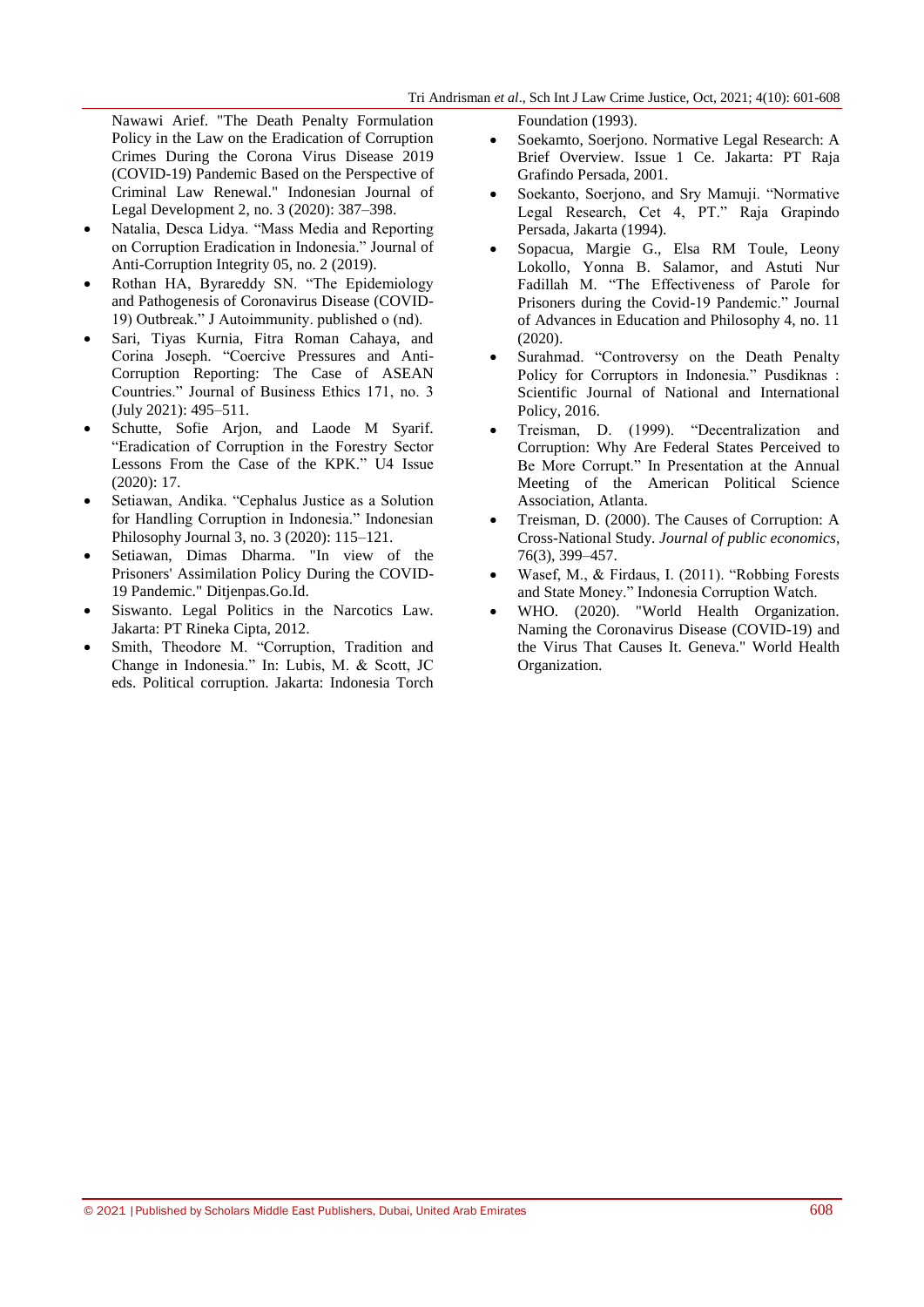Nawawi Arief. "The Death Penalty Formulation Policy in the Law on the Eradication of Corruption Crimes During the Corona Virus Disease 2019 (COVID-19) Pandemic Based on the Perspective of Criminal Law Renewal." Indonesian Journal of Legal Development 2, no. 3 (2020): 387–398.

- Natalia, Desca Lidya. "Mass Media and Reporting on Corruption Eradication in Indonesia." Journal of Anti-Corruption Integrity 05, no. 2 (2019).
- Rothan HA, Byrareddy SN. "The Epidemiology and Pathogenesis of Coronavirus Disease (COVID-19) Outbreak." J Autoimmunity. published o (nd).
- Sari, Tiyas Kurnia, Fitra Roman Cahaya, and Corina Joseph. "Coercive Pressures and Anti-Corruption Reporting: The Case of ASEAN Countries." Journal of Business Ethics 171, no. 3 (July 2021): 495–511.
- Schutte, Sofie Arjon, and Laode M Syarif. "Eradication of Corruption in the Forestry Sector Lessons From the Case of the KPK." U4 Issue (2020): 17.
- Setiawan, Andika. "Cephalus Justice as a Solution for Handling Corruption in Indonesia." Indonesian Philosophy Journal 3, no. 3 (2020): 115–121.
- Setiawan, Dimas Dharma. "In view of the Prisoners' Assimilation Policy During the COVID-19 Pandemic." Ditjenpas.Go.Id.
- Siswanto. Legal Politics in the Narcotics Law. Jakarta: PT Rineka Cipta, 2012.
- Smith, Theodore M. "Corruption, Tradition and Change in Indonesia." In: Lubis, M. & Scott, JC eds. Political corruption. Jakarta: Indonesia Torch Foundation (1993).
- Soekamto, Soerjono. Normative Legal Research: A Brief Overview. Issue 1 Ce. Jakarta: PT Raja Grafindo Persada, 2001.
- Soekanto, Soerjono, and Sry Mamuji. "Normative Legal Research, Cet 4, PT." Raja Grapindo Persada, Jakarta (1994).
- Sopacua, Margie G., Elsa RM Toule, Leony Lokollo, Yonna B. Salamor, and Astuti Nur Fadillah M. "The Effectiveness of Parole for Prisoners during the Covid-19 Pandemic." Journal of Advances in Education and Philosophy 4, no. 11 (2020).
- Surahmad. "Controversy on the Death Penalty Policy for Corruptors in Indonesia." Pusdiknas : Scientific Journal of National and International Policy, 2016.
- Treisman, D. (1999). "Decentralization and Corruption: Why Are Federal States Perceived to Be More Corrupt." In Presentation at the Annual Meeting of the American Political Science Association, Atlanta.
- Treisman, D. (2000). The Causes of Corruption: A Cross-National Study. *Journal of public economics*, 76(3), 399–457.
- Wasef, M., & Firdaus, I. (2011). "Robbing Forests and State Money." Indonesia Corruption Watch.
- WHO. (2020). "World Health Organization. Naming the Coronavirus Disease (COVID-19) and the Virus That Causes It. Geneva." World Health Organization.